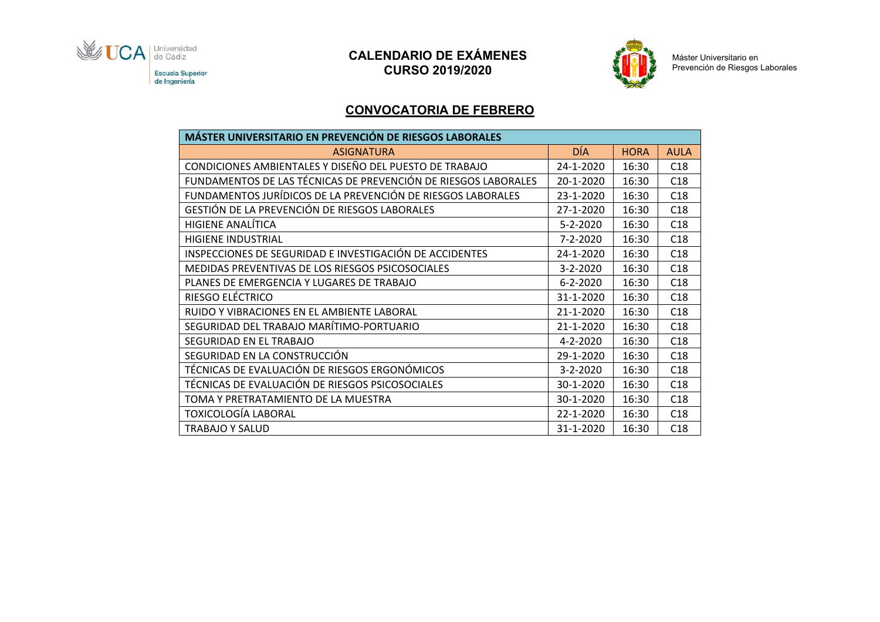Universidad de Cádiz
Escuela Superior de Ingeniería

# CALENDARIO DE EXÁMENES
# CURSO 2019/2020

Máster Universitario en Prevención de Riesgos Laborales

## CONVOCATORIA DE FEBRERO

| MÁSTER UNIVERSITARIO EN PREVENCIÓN DE RIESGOS LABORALES | | | |
|---|---|---|---|
| ASIGNATURA | DÍA | HORA | AULA |
| CONDICIONES AMBIENTALES Y DISEÑO DEL PUESTO DE TRABAJO | 24-1-2020 | 16:30 | C18 |
| FUNDAMENTOS DE LAS TÉCNICAS DE PREVENCIÓN DE RIESGOS LABORALES | 20-1-2020 | 16:30 | C18 |
| FUNDAMENTOS JURÍDICOS DE LA PREVENCIÓN DE RIESGOS LABORALES | 23-1-2020 | 16:30 | C18 |
| GESTIÓN DE LA PREVENCIÓN DE RIESGOS LABORALES | 27-1-2020 | 16:30 | C18 |
| HIGIENE ANALÍTICA | 5-2-2020 | 16:30 | C18 |
| HIGIENE INDUSTRIAL | 7-2-2020 | 16:30 | C18 |
| INSPECCIONES DE SEGURIDAD E INVESTIGACIÓN DE ACCIDENTES | 24-1-2020 | 16:30 | C18 |
| MEDIDAS PREVENTIVAS DE LOS RIESGOS PSICOSOCIALES | 3-2-2020 | 16:30 | C18 |
| PLANES DE EMERGENCIA Y LUGARES DE TRABAJO | 6-2-2020 | 16:30 | C18 |
| RIESGO ELÉCTRICO | 31-1-2020 | 16:30 | C18 |
| RUIDO Y VIBRACIONES EN EL AMBIENTE LABORAL | 21-1-2020 | 16:30 | C18 |
| SEGURIDAD DEL TRABAJO MARÍTIMO-PORTUARIO | 21-1-2020 | 16:30 | C18 |
| SEGURIDAD EN EL TRABAJO | 4-2-2020 | 16:30 | C18 |
| SEGURIDAD EN LA CONSTRUCCIÓN | 29-1-2020 | 16:30 | C18 |
| TÉCNICAS DE EVALUACIÓN DE RIESGOS ERGONÓMICOS | 3-2-2020 | 16:30 | C18 |
| TÉCNICAS DE EVALUACIÓN DE RIESGOS PSICOSOCIALES | 30-1-2020 | 16:30 | C18 |
| TOMA Y PRETRATAMIENTO DE LA MUESTRA | 30-1-2020 | 16:30 | C18 |
| TOXICOLOGÍA LABORAL | 22-1-2020 | 16:30 | C18 |
| TRABAJO Y SALUD | 31-1-2020 | 16:30 | C18 |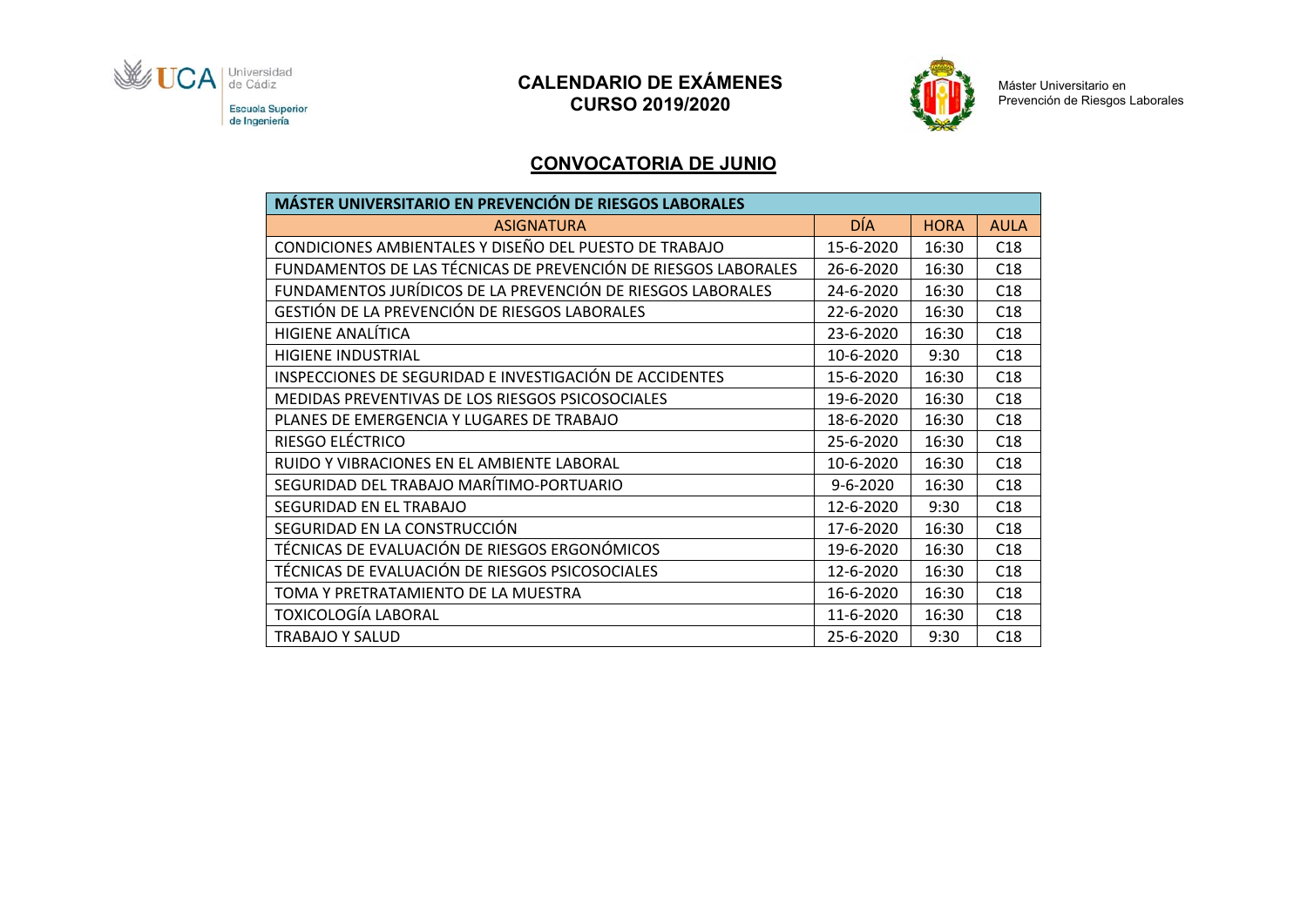Universidad de Cádiz
Escuela Superior de Ingeniería

# CALENDARIO DE EXÁMENES
## CURSO 2019/2020

Máster Universitario en Prevención de Riesgos Laborales

## CONVOCATORIA DE JUNIO

| MÁSTER UNIVERSITARIO EN PREVENCIÓN DE RIESGOS LABORALES | | | |
|---|---|---|---|
| ASIGNATURA | DÍA | HORA | AULA |
| CONDICIONES AMBIENTALES Y DISEÑO DEL PUESTO DE TRABAJO | 15-6-2020 | 16:30 | C18 |
| FUNDAMENTOS DE LAS TÉCNICAS DE PREVENCIÓN DE RIESGOS LABORALES | 26-6-2020 | 16:30 | C18 |
| FUNDAMENTOS JURÍDICOS DE LA PREVENCIÓN DE RIESGOS LABORALES | 24-6-2020 | 16:30 | C18 |
| GESTIÓN DE LA PREVENCIÓN DE RIESGOS LABORALES | 22-6-2020 | 16:30 | C18 |
| HIGIENE ANALÍTICA | 23-6-2020 | 16:30 | C18 |
| HIGIENE INDUSTRIAL | 10-6-2020 | 9:30 | C18 |
| INSPECCIONES DE SEGURIDAD E INVESTIGACIÓN DE ACCIDENTES | 15-6-2020 | 16:30 | C18 |
| MEDIDAS PREVENTIVAS DE LOS RIESGOS PSICOSOCIALES | 19-6-2020 | 16:30 | C18 |
| PLANES DE EMERGENCIA Y LUGARES DE TRABAJO | 18-6-2020 | 16:30 | C18 |
| RIESGO ELÉCTRICO | 25-6-2020 | 16:30 | C18 |
| RUIDO Y VIBRACIONES EN EL AMBIENTE LABORAL | 10-6-2020 | 16:30 | C18 |
| SEGURIDAD DEL TRABAJO MARÍTIMO-PORTUARIO | 9-6-2020 | 16:30 | C18 |
| SEGURIDAD EN EL TRABAJO | 12-6-2020 | 9:30 | C18 |
| SEGURIDAD EN LA CONSTRUCCIÓN | 17-6-2020 | 16:30 | C18 |
| TÉCNICAS DE EVALUACIÓN DE RIESGOS ERGONÓMICOS | 19-6-2020 | 16:30 | C18 |
| TÉCNICAS DE EVALUACIÓN DE RIESGOS PSICOSOCIALES | 12-6-2020 | 16:30 | C18 |
| TOMA Y PRETRATAMIENTO DE LA MUESTRA | 16-6-2020 | 16:30 | C18 |
| TOXICOLOGÍA LABORAL | 11-6-2020 | 16:30 | C18 |
| TRABAJO Y SALUD | 25-6-2020 | 9:30 | C18 |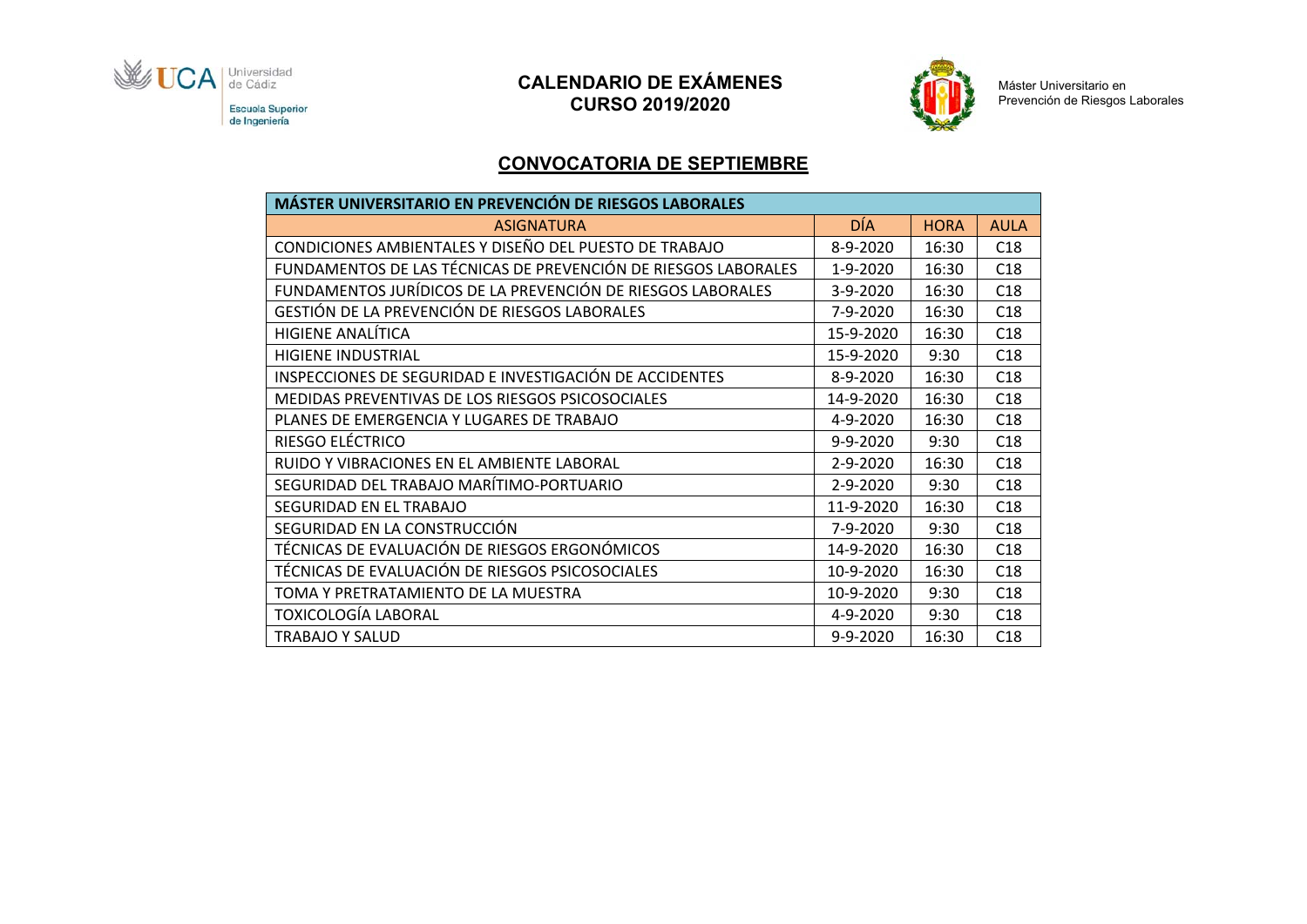Universidad de Cádiz
Escuela Superior de Ingeniería

# CALENDARIO DE EXÁMENES
# CURSO 2019/2020

Máster Universitario en Prevención de Riesgos Laborales

## CONVOCATORIA DE SEPTIEMBRE

| MÁSTER UNIVERSITARIO EN PREVENCIÓN DE RIESGOS LABORALES | | | |
|---|---|---|---|
| ASIGNATURA | DÍA | HORA | AULA |
| CONDICIONES AMBIENTALES Y DISEÑO DEL PUESTO DE TRABAJO | 8-9-2020 | 16:30 | C18 |
| FUNDAMENTOS DE LAS TÉCNICAS DE PREVENCIÓN DE RIESGOS LABORALES | 1-9-2020 | 16:30 | C18 |
| FUNDAMENTOS JURÍDICOS DE LA PREVENCIÓN DE RIESGOS LABORALES | 3-9-2020 | 16:30 | C18 |
| GESTIÓN DE LA PREVENCIÓN DE RIESGOS LABORALES | 7-9-2020 | 16:30 | C18 |
| HIGIENE ANALÍTICA | 15-9-2020 | 16:30 | C18 |
| HIGIENE INDUSTRIAL | 15-9-2020 | 9:30 | C18 |
| INSPECCIONES DE SEGURIDAD E INVESTIGACIÓN DE ACCIDENTES | 8-9-2020 | 16:30 | C18 |
| MEDIDAS PREVENTIVAS DE LOS RIESGOS PSICOSOCIALES | 14-9-2020 | 16:30 | C18 |
| PLANES DE EMERGENCIA Y LUGARES DE TRABAJO | 4-9-2020 | 16:30 | C18 |
| RIESGO ELÉCTRICO | 9-9-2020 | 9:30 | C18 |
| RUIDO Y VIBRACIONES EN EL AMBIENTE LABORAL | 2-9-2020 | 16:30 | C18 |
| SEGURIDAD DEL TRABAJO MARÍTIMO-PORTUARIO | 2-9-2020 | 9:30 | C18 |
| SEGURIDAD EN EL TRABAJO | 11-9-2020 | 16:30 | C18 |
| SEGURIDAD EN LA CONSTRUCCIÓN | 7-9-2020 | 9:30 | C18 |
| TÉCNICAS DE EVALUACIÓN DE RIESGOS ERGONÓMICOS | 14-9-2020 | 16:30 | C18 |
| TÉCNICAS DE EVALUACIÓN DE RIESGOS PSICOSOCIALES | 10-9-2020 | 16:30 | C18 |
| TOMA Y PRETRATAMIENTO DE LA MUESTRA | 10-9-2020 | 9:30 | C18 |
| TOXICOLOGÍA LABORAL | 4-9-2020 | 9:30 | C18 |
| TRABAJO Y SALUD | 9-9-2020 | 16:30 | C18 |